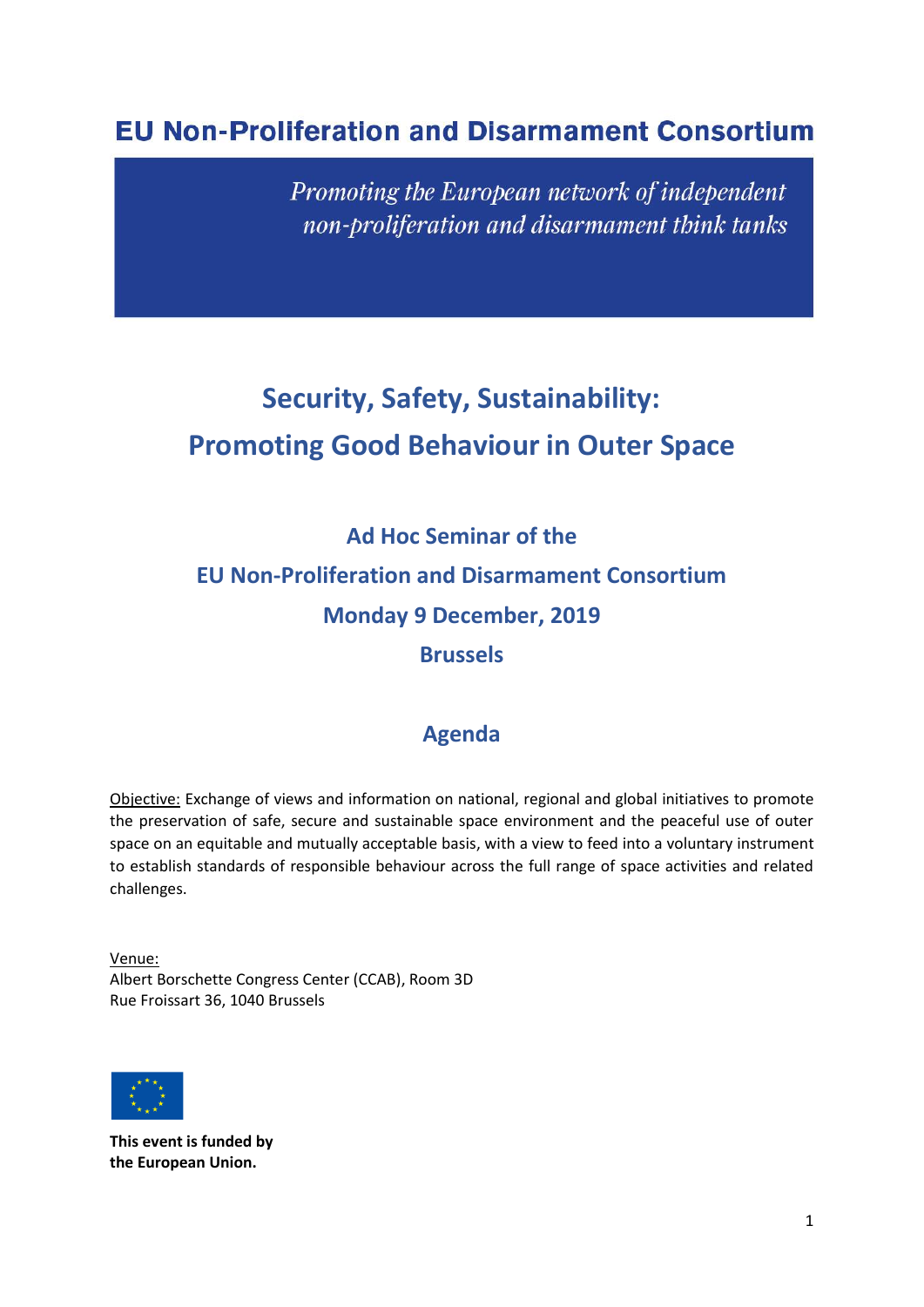# EU Non-Proliferation and Disarmament Consortium

*Promoting the European network of independent non-proliferation and disarmament think tanks*

## Security, Safety, Sustainability: Promoting Good Behaviour in Outer Space

### Ad Hoc Seminar of the EU Non-Proliferation and Disarmament Consortium

### Monday 9 December, 2019

### Brussels

## Agenda

Objective: Exchange of views and information on national, regional and global initiatives to promote the preservation of safe, secure and sustainable space environment and the peaceful use of outer space on an equitable and mutually acceptable basis, with a view to feed into a voluntary instrument to establish standards of responsible behaviour across the full range of space activities and related challenges.

Venue:
Albert Borschette Congress Center (CCAB), Room 3D
Rue Froissart 36, 1040 Brussels

**This event is funded by the European Union.**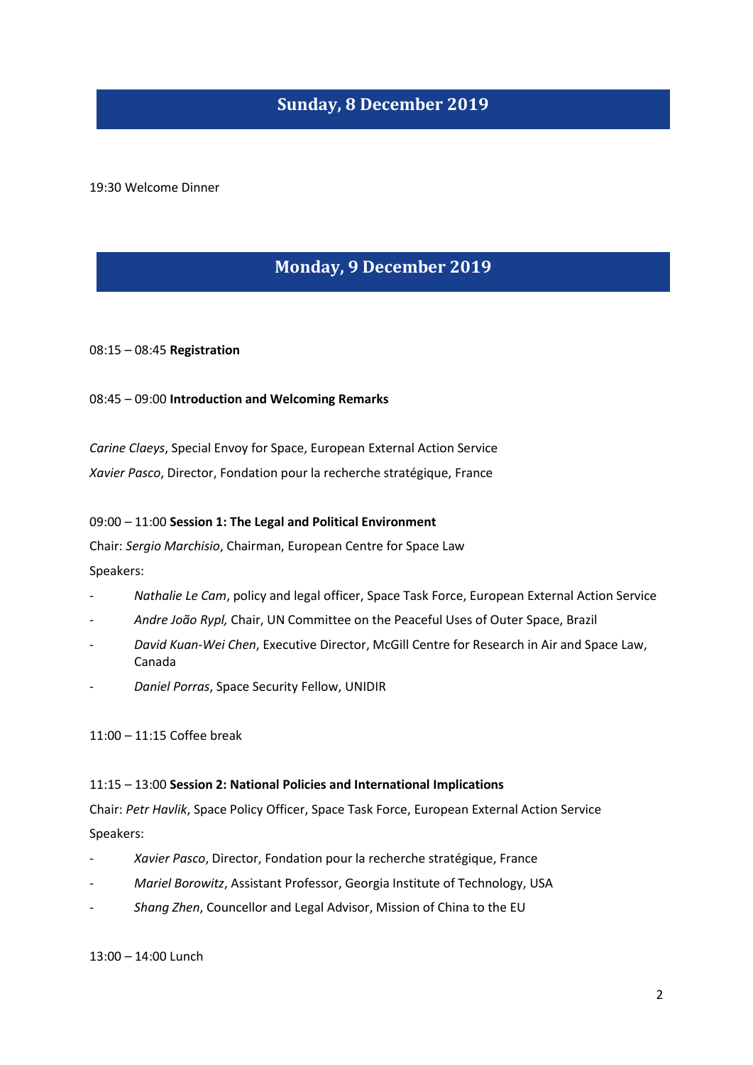## Sunday, 8 December 2019

19:30 Welcome Dinner

## Monday, 9 December 2019

08:15 – 08:45 **Registration**

08:45 – 09:00 **Introduction and Welcoming Remarks**

*Carine Claeys*, Special Envoy for Space, European External Action Service

*Xavier Pasco*, Director, Fondation pour la recherche stratégique, France

09:00 – 11:00 **Session 1: The Legal and Political Environment**

Chair: *Sergio Marchisio*, Chairman, European Centre for Space Law

Speakers:

- *Nathalie Le Cam*, policy and legal officer, Space Task Force, European External Action Service
- *Andre João Rypl,* Chair, UN Committee on the Peaceful Uses of Outer Space, Brazil
- *David Kuan-Wei Chen*, Executive Director, McGill Centre for Research in Air and Space Law, Canada
- *Daniel Porras*, Space Security Fellow, UNIDIR

11:00 – 11:15 Coffee break

11:15 – 13:00 **Session 2: National Policies and International Implications**

Chair: *Petr Havlik*, Space Policy Officer, Space Task Force, European External Action Service

Speakers:

- *Xavier Pasco*, Director, Fondation pour la recherche stratégique, France
- *Mariel Borowitz*, Assistant Professor, Georgia Institute of Technology, USA
- *Shang Zhen*, Councellor and Legal Advisor, Mission of China to the EU

13:00 – 14:00 Lunch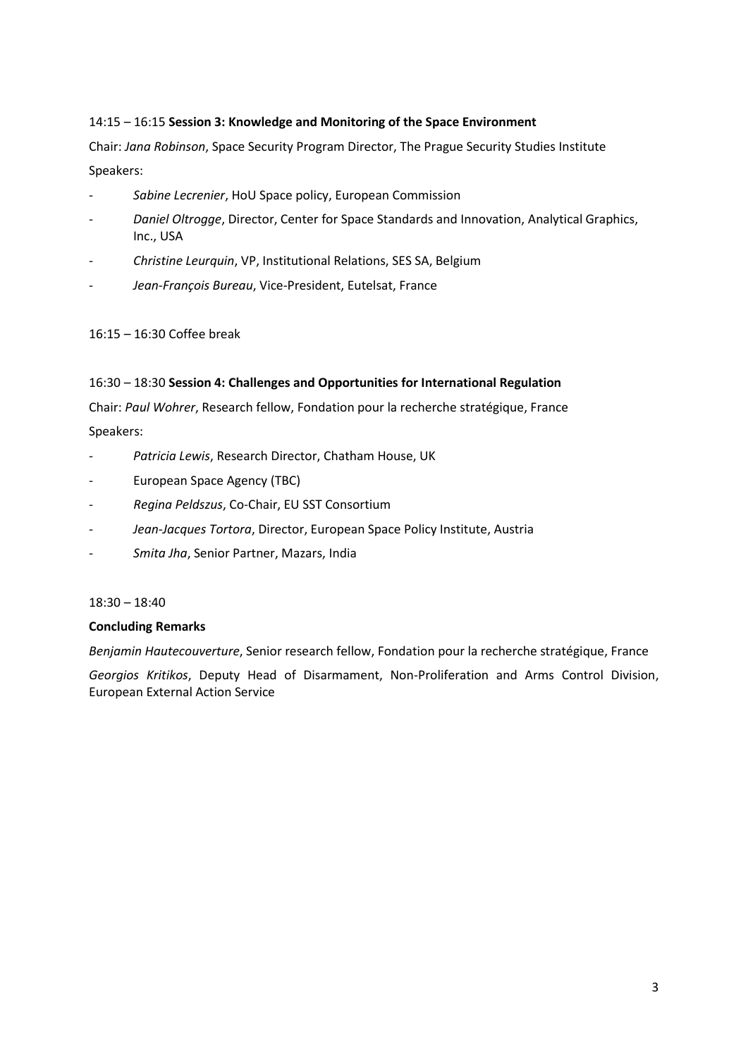14:15 – 16:15 **Session 3: Knowledge and Monitoring of the Space Environment**

Chair: *Jana Robinson*, Space Security Program Director, The Prague Security Studies Institute

Speakers:

- *Sabine Lecrenier*, HoU Space policy, European Commission
- *Daniel Oltrogge*, Director, Center for Space Standards and Innovation, Analytical Graphics, Inc., USA
- *Christine Leurquin*, VP, Institutional Relations, SES SA, Belgium
- *Jean-François Bureau*, Vice-President, Eutelsat, France

16:15 – 16:30 Coffee break

16:30 – 18:30 **Session 4: Challenges and Opportunities for International Regulation**

Chair: *Paul Wohrer*, Research fellow, Fondation pour la recherche stratégique, France

Speakers:

- *Patricia Lewis*, Research Director, Chatham House, UK
- European Space Agency (TBC)
- *Regina Peldszus*, Co-Chair, EU SST Consortium
- *Jean-Jacques Tortora*, Director, European Space Policy Institute, Austria
- *Smita Jha*, Senior Partner, Mazars, India

18:30 – 18:40

**Concluding Remarks**

*Benjamin Hautecouverture*, Senior research fellow, Fondation pour la recherche stratégique, France

*Georgios Kritikos*, Deputy Head of Disarmament, Non-Proliferation and Arms Control Division, European External Action Service